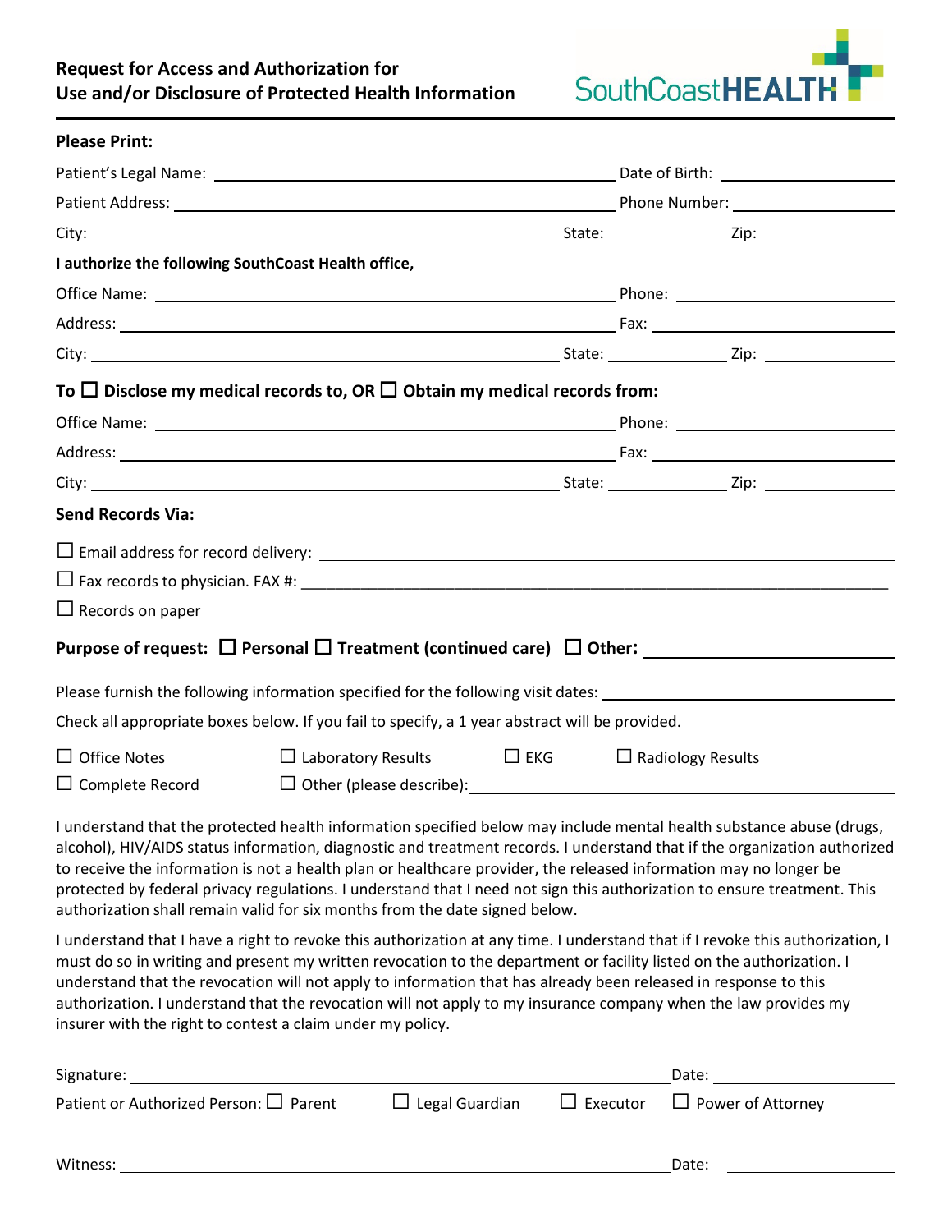# Request for Access and Authorization for Use and/or Disclosure of Protected Health Information

SouthCoastHEALTH

**Please Print:**

Patient's Legal Name: ______________________ Date of Birth: ______________

Patient Address: ______________________ Phone Number: ______________

City: ______________________ State: __________ Zip: __________

**I authorize the following SouthCoast Health office,**

Office Name: ______________________ Phone: ______________

Address: ______________________ Fax: ______________

City: ______________________ State: __________ Zip: __________

**To ☐ Disclose my medical records to, OR ☐ Obtain my medical records from:**

Office Name: ______________________ Phone: ______________

Address: ______________________ Fax: ______________

City: ______________________ State: __________ Zip: __________

**Send Records Via:**

☐ Email address for record delivery: ______________________

☐ Fax records to physician. FAX #: ______________________

☐ Records on paper

**Purpose of request: ☐ Personal ☐ Treatment (continued care) ☐ Other:** ______________

Please furnish the following information specified for the following visit dates: ______________

Check all appropriate boxes below. If you fail to specify, a 1 year abstract will be provided.

☐ Office Notes ☐ Laboratory Results ☐ EKG ☐ Radiology Results

☐ Complete Record ☐ Other (please describe): ______________________

I understand that the protected health information specified below may include mental health substance abuse (drugs, alcohol), HIV/AIDS status information, diagnostic and treatment records. I understand that if the organization authorized to receive the information is not a health plan or healthcare provider, the released information may no longer be protected by federal privacy regulations. I understand that I need not sign this authorization to ensure treatment. This authorization shall remain valid for six months from the date signed below.

I understand that I have a right to revoke this authorization at any time. I understand that if I revoke this authorization, I must do so in writing and present my written revocation to the department or facility listed on the authorization. I understand that the revocation will not apply to information that has already been released in response to this authorization. I understand that the revocation will not apply to my insurance company when the law provides my insurer with the right to contest a claim under my policy.

Signature: ______________________ Date: ______________

Patient or Authorized Person: ☐ Parent ☐ Legal Guardian ☐ Executor ☐ Power of Attorney

Witness: ______________________ Date: ______________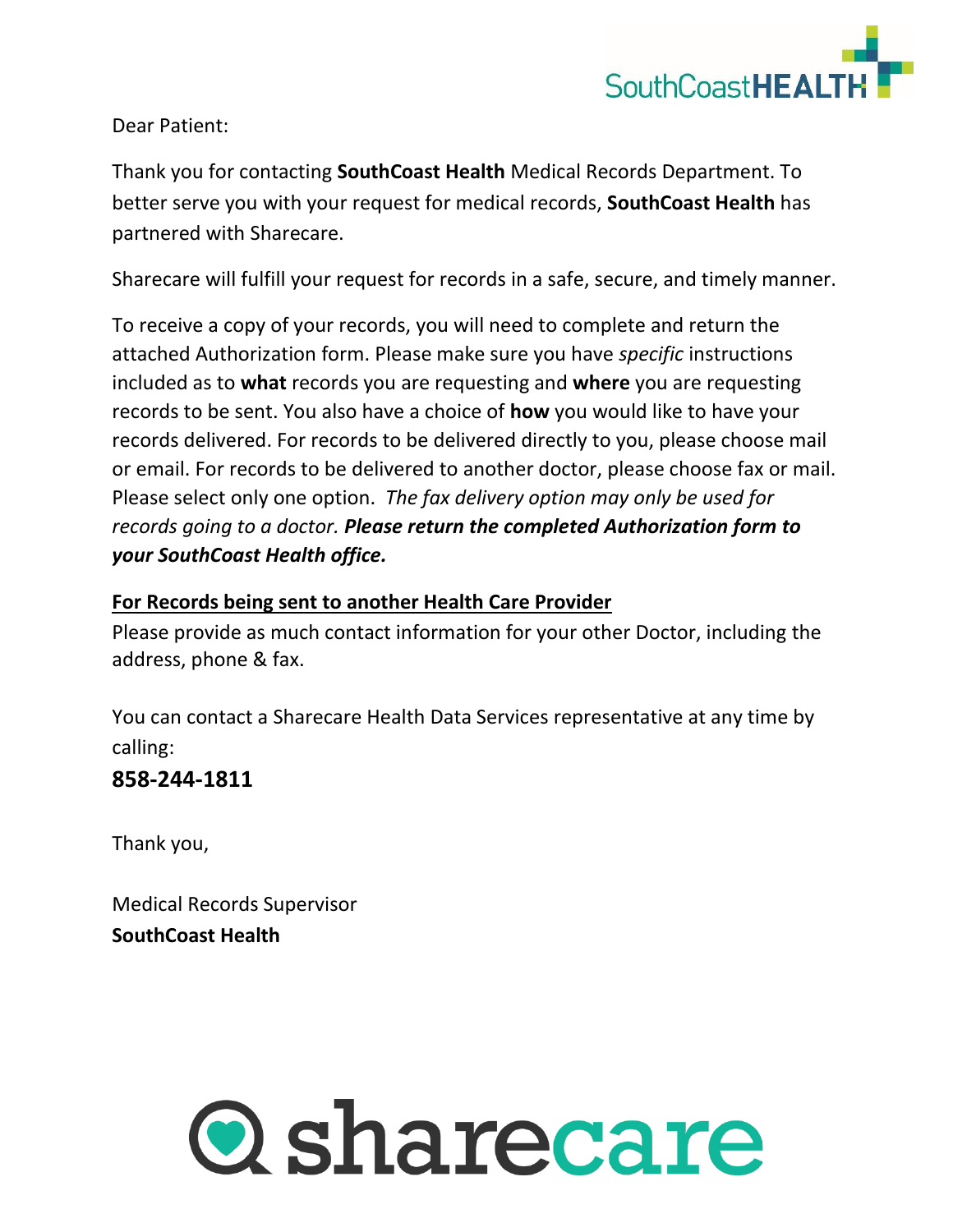SouthCoastHEALTH

Dear Patient:

Thank you for contacting **SouthCoast Health** Medical Records Department. To better serve you with your request for medical records, **SouthCoast Health** has partnered with Sharecare.

Sharecare will fulfill your request for records in a safe, secure, and timely manner.

To receive a copy of your records, you will need to complete and return the attached Authorization form. Please make sure you have *specific* instructions included as to **what** records you are requesting and **where** you are requesting records to be sent. You also have a choice of **how** you would like to have your records delivered. For records to be delivered directly to you, please choose mail or email. For records to be delivered to another doctor, please choose fax or mail. Please select only one option. *The fax delivery option may only be used for records going to a doctor.* ***Please return the completed Authorization form to your SouthCoast Health office.***

**For Records being sent to another Health Care Provider**

Please provide as much contact information for your other Doctor, including the address, phone & fax.

You can contact a Sharecare Health Data Services representative at any time by calling:

**858-244-1811**

Thank you,

Medical Records Supervisor
**SouthCoast Health**

sharecare